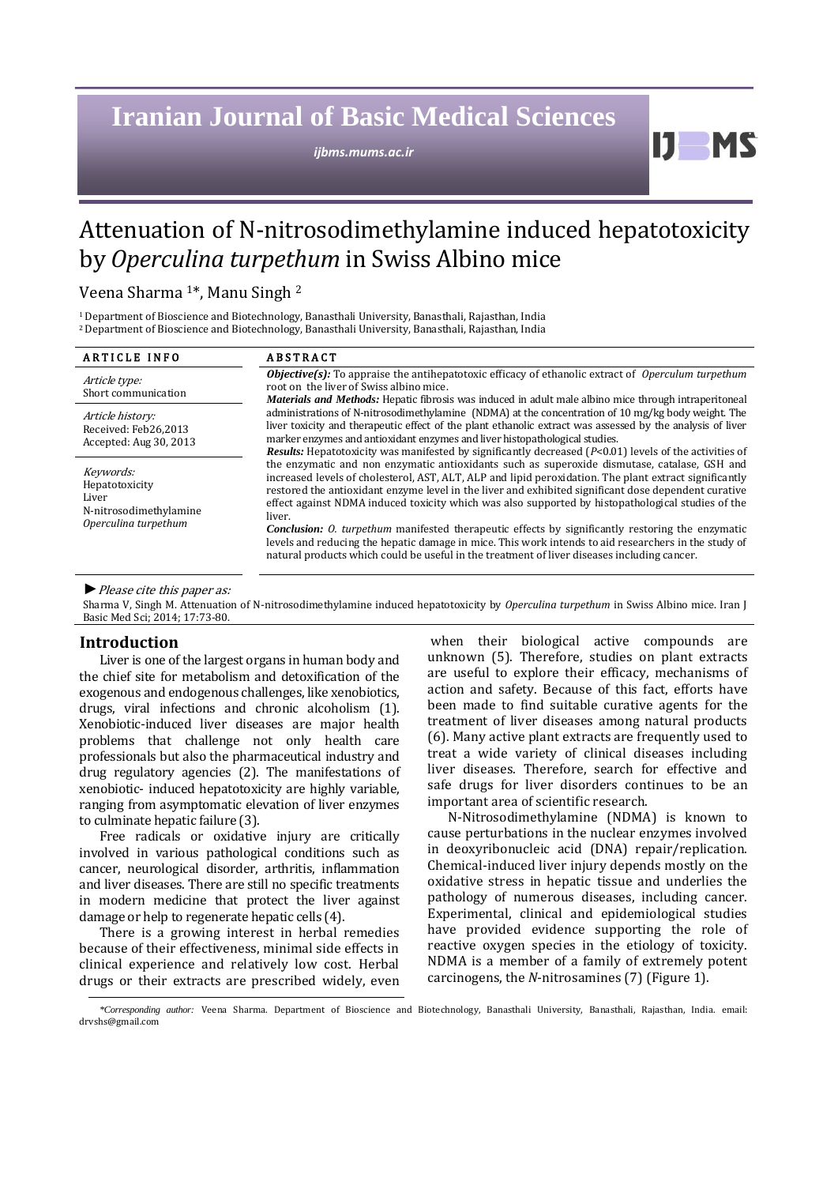# Attenuation of N-nitrosodimethylamine induced hepatotoxicity by *Operculina turpethum* in Swiss Albino mice

Veena Sharma [1]*, Manu Singh [2]

[1] Department of Bioscience and Biotechnology, Banasthali University, Banasthali, Rajasthan, India
[2] Department of Bioscience and Biotechnology, Banasthali University, Banasthali, Rajasthan, India

## ARTICLE INFO

*Article type:*
Short communication

*Article history:*
Received: Feb26,2013
Accepted: Aug 30, 2013

*Keywords:*
Hepatotoxicity
Liver
N-nitrosodimethylamine
*Operculina turpethum*

## ABSTRACT

***Objective(s):*** To appraise the antihepatotoxic efficacy of ethanolic extract of *Operculum turpethum* root on the liver of Swiss albino mice.

***Materials and Methods:*** Hepatic fibrosis was induced in adult male albino mice through intraperitoneal administrations of N-nitrosodimethylamine (NDMA) at the concentration of 10 mg/kg body weight. The liver toxicity and therapeutic effect of the plant ethanolic extract was assessed by the analysis of liver marker enzymes and antioxidant enzymes and liver histopathological studies.

***Results:*** Hepatotoxicity was manifested by significantly decreased ($P<0.01$) levels of the activities of the enzymatic and non enzymatic antioxidants such as superoxide dismutase, catalase, GSH and increased levels of cholesterol, AST, ALT, ALP and lipid peroxidation. The plant extract significantly restored the antioxidant enzyme level in the liver and exhibited significant dose dependent curative effect against NDMA induced toxicity which was also supported by histopathological studies of the liver.

***Conclusion:*** *O. turpethum* manifested therapeutic effects by significantly restoring the enzymatic levels and reducing the hepatic damage in mice. This work intends to aid researchers in the study of natural products which could be useful in the treatment of liver diseases including cancer.

► *Please cite this paper as:*

Sharma V, Singh M. Attenuation of N-nitrosodimethylamine induced hepatotoxicity by *Operculina turpethum* in Swiss Albino mice. Iran J Basic Med Sci; 2014; 17:73-80.

## Introduction

Liver is one of the largest organs in human body and the chief site for metabolism and detoxification of the exogenous and endogenous challenges, like xenobiotics, drugs, viral infections and chronic alcoholism (1). Xenobiotic-induced liver diseases are major health problems that challenge not only health care professionals but also the pharmaceutical industry and drug regulatory agencies (2). The manifestations of xenobiotic- induced hepatotoxicity are highly variable, ranging from asymptomatic elevation of liver enzymes to culminate hepatic failure (3).

Free radicals or oxidative injury are critically involved in various pathological conditions such as cancer, neurological disorder, arthritis, inflammation and liver diseases. There are still no specific treatments in modern medicine that protect the liver against damage or help to regenerate hepatic cells (4).

There is a growing interest in herbal remedies because of their effectiveness, minimal side effects in clinical experience and relatively low cost. Herbal drugs or their extracts are prescribed widely, even when their biological active compounds are unknown (5). Therefore, studies on plant extracts are useful to explore their efficacy, mechanisms of action and safety. Because of this fact, efforts have been made to find suitable curative agents for the treatment of liver diseases among natural products (6). Many active plant extracts are frequently used to treat a wide variety of clinical diseases including liver diseases. Therefore, search for effective and safe drugs for liver disorders continues to be an important area of scientific research.

N-Nitrosodimethylamine (NDMA) is known to cause perturbations in the nuclear enzymes involved in deoxyribonucleic acid (DNA) repair/replication. Chemical-induced liver injury depends mostly on the oxidative stress in hepatic tissue and underlies the pathology of numerous diseases, including cancer. Experimental, clinical and epidemiological studies have provided evidence supporting the role of reactive oxygen species in the etiology of toxicity. NDMA is a member of a family of extremely potent carcinogens, the *N*-nitrosamines (7) (Figure 1).

*\*Corresponding author:* Veena Sharma. Department of Bioscience and Biotechnology, Banasthali University, Banasthali, Rajasthan, India. email: drvshs@gmail.com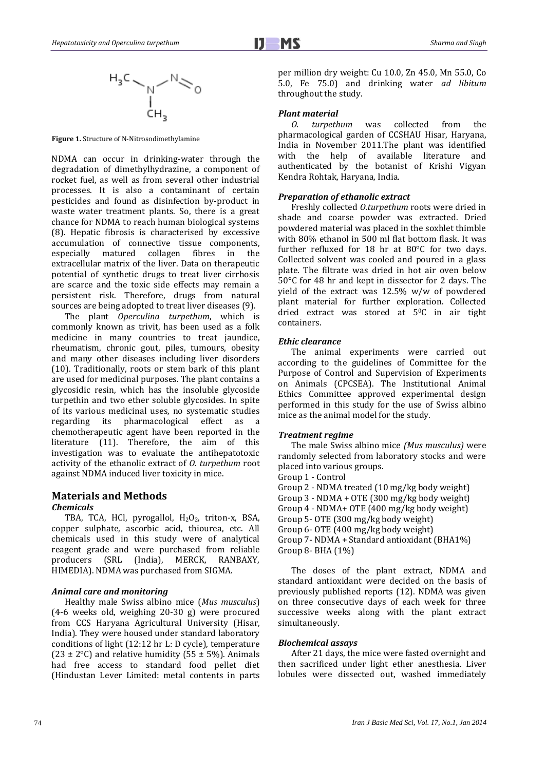Figure 1. Structure of N-Nitrosodimethylamine

NDMA can occur in drinking-water through the degradation of dimethylhydrazine, a component of rocket fuel, as well as from several other industrial processes. It is also a contaminant of certain pesticides and found as disinfection by-product in waste water treatment plants. So, there is a great chance for NDMA to reach human biological systems (8). Hepatic fibrosis is characterised by excessive accumulation of connective tissue components, especially matured collagen fibres in the extracellular matrix of the liver. Data on therapeutic potential of synthetic drugs to treat liver cirrhosis are scarce and the toxic side effects may remain a persistent risk. Therefore, drugs from natural sources are being adopted to treat liver diseases (9).

The plant *Operculina turpethum*, which is commonly known as trivit, has been used as a folk medicine in many countries to treat jaundice, rheumatism, chronic gout, piles, tumours, obesity and many other diseases including liver disorders (10). Traditionally, roots or stem bark of this plant are used for medicinal purposes. The plant contains a glycosidic resin, which has the insoluble glycoside turpethin and two ether soluble glycosides. In spite of its various medicinal uses, no systematic studies regarding its pharmacological effect as a chemotherapeutic agent have been reported in the literature (11). Therefore, the aim of this investigation was to evaluate the antihepatotoxic activity of the ethanolic extract of *O. turpethum* root against NDMA induced liver toxicity in mice.

## Materials and Methods

### *Chemicals*

TBA, TCA, HCl, pyrogallol, $H_2O_2$, triton-x, BSA, copper sulphate, ascorbic acid, thiourea, etc. All chemicals used in this study were of analytical reagent grade and were purchased from reliable producers (SRL (India), MERCK, RANBAXY, HIMEDIA). NDMA was purchased from SIGMA.

### *Animal care and monitoring*

Healthy male Swiss albino mice (*Mus musculus*) (4-6 weeks old, weighing 20-30 g) were procured from CCS Haryana Agricultural University (Hisar, India). They were housed under standard laboratory conditions of light (12:12 hr L: D cycle), temperature (23 ± 2°C) and relative humidity (55 ± 5%). Animals had free access to standard food pellet diet (Hindustan Lever Limited: metal contents in parts per million dry weight: Cu 10.0, Zn 45.0, Mn 55.0, Co 5.0, Fe 75.0) and drinking water *ad libitum* throughout the study.

### *Plant material*

*O. turpethum* was collected from the pharmacological garden of CCSHAU Hisar, Haryana, India in November 2011.The plant was identified with the help of available literature and authenticated by the botanist of Krishi Vigyan Kendra Rohtak, Haryana, India.

### *Preparation of ethanolic extract*

Freshly collected *O.turpethum* roots were dried in shade and coarse powder was extracted. Dried powdered material was placed in the soxhlet thimble with 80% ethanol in 500 ml flat bottom flask. It was further refluxed for 18 hr at 80°C for two days. Collected solvent was cooled and poured in a glass plate. The filtrate was dried in hot air oven below 50°C for 48 hr and kept in dissector for 2 days. The yield of the extract was 12.5% w/w of powdered plant material for further exploration. Collected dried extract was stored at $5^0$C in air tight containers.

### *Ethic clearance*

The animal experiments were carried out according to the guidelines of Committee for the Purpose of Control and Supervision of Experiments on Animals (CPCSEA). The Institutional Animal Ethics Committee approved experimental design performed in this study for the use of Swiss albino mice as the animal model for the study.

### *Treatment regime*

The male Swiss albino mice *(Mus musculus)* were randomly selected from laboratory stocks and were placed into various groups.

Group 1 - Control  
Group 2 - NDMA treated (10 mg/kg body weight)  
Group 3 - NDMA + OTE (300 mg/kg body weight)  
Group 4 - NDMA+ OTE (400 mg/kg body weight)  
Group 5- OTE (300 mg/kg body weight)  
Group 6- OTE (400 mg/kg body weight)  
Group 7- NDMA + Standard antioxidant (BHA1%)  
Group 8- BHA (1%)

The doses of the plant extract, NDMA and standard antioxidant were decided on the basis of previously published reports (12). NDMA was given on three consecutive days of each week for three successive weeks along with the plant extract simultaneously.

### *Biochemical assays*

After 21 days, the mice were fasted overnight and then sacrificed under light ether anesthesia. Liver lobules were dissected out, washed immediately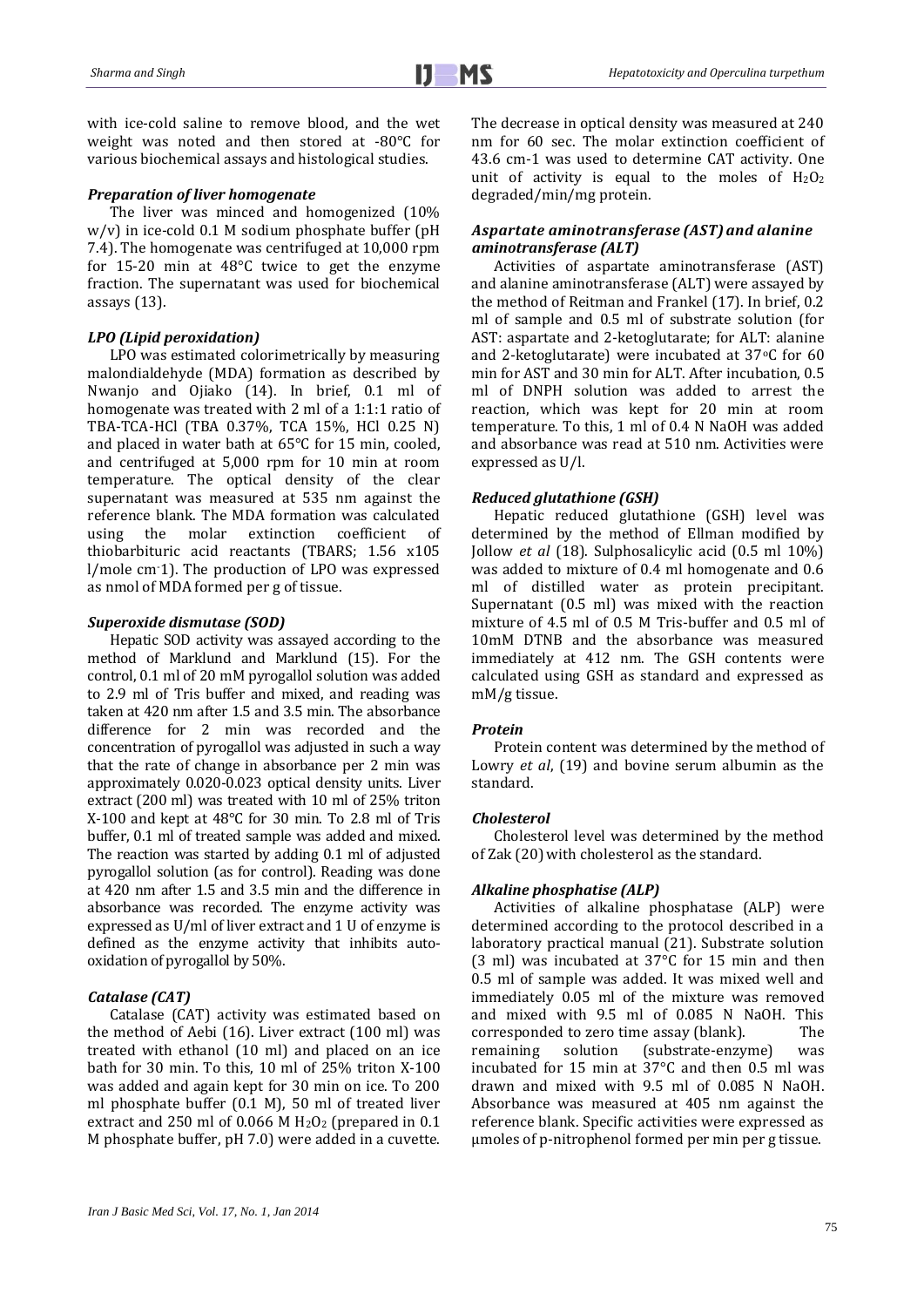with ice-cold saline to remove blood, and the wet weight was noted and then stored at -80°C for various biochemical assays and histological studies.

### *Preparation of liver homogenate*

The liver was minced and homogenized (10% w/v) in ice-cold 0.1 M sodium phosphate buffer (pH 7.4). The homogenate was centrifuged at 10,000 rpm for 15-20 min at 48°C twice to get the enzyme fraction. The supernatant was used for biochemical assays (13).

### *LPO (Lipid peroxidation)*

LPO was estimated colorimetrically by measuring malondialdehyde (MDA) formation as described by Nwanjo and Ojiako (14). In brief, 0.1 ml of homogenate was treated with 2 ml of a 1:1:1 ratio of TBA-TCA-HCl (TBA 0.37%, TCA 15%, HCl 0.25 N) and placed in water bath at 65°C for 15 min, cooled, and centrifuged at 5,000 rpm for 10 min at room temperature. The optical density of the clear supernatant was measured at 535 nm against the reference blank. The MDA formation was calculated using the molar extinction coefficient of thiobarbituric acid reactants (TBARS; 1.56 x$10^5$ l/mole $cm^{-1}$). The production of LPO was expressed as nmol of MDA formed per g of tissue.

### *Superoxide dismutase (SOD)*

Hepatic SOD activity was assayed according to the method of Marklund and Marklund (15). For the control, 0.1 ml of 20 mM pyrogallol solution was added to 2.9 ml of Tris buffer and mixed, and reading was taken at 420 nm after 1.5 and 3.5 min. The absorbance difference for 2 min was recorded and the concentration of pyrogallol was adjusted in such a way that the rate of change in absorbance per 2 min was approximately 0.020-0.023 optical density units. Liver extract (200 ml) was treated with 10 ml of 25% triton X-100 and kept at 48°C for 30 min. To 2.8 ml of Tris buffer, 0.1 ml of treated sample was added and mixed. The reaction was started by adding 0.1 ml of adjusted pyrogallol solution (as for control). Reading was done at 420 nm after 1.5 and 3.5 min and the difference in absorbance was recorded. The enzyme activity was expressed as U/ml of liver extract and 1 U of enzyme is defined as the enzyme activity that inhibits auto-oxidation of pyrogallol by 50%.

### *Catalase (CAT)*

Catalase (CAT) activity was estimated based on the method of Aebi (16). Liver extract (100 ml) was treated with ethanol (10 ml) and placed on an ice bath for 30 min. To this, 10 ml of 25% triton X-100 was added and again kept for 30 min on ice. To 200 ml phosphate buffer (0.1 M), 50 ml of treated liver extract and 250 ml of 0.066 M $H_2O_2$ (prepared in 0.1 M phosphate buffer, pH 7.0) were added in a cuvette. The decrease in optical density was measured at 240 nm for 60 sec. The molar extinction coefficient of 43.6 cm-1 was used to determine CAT activity. One unit of activity is equal to the moles of $H_2O_2$ degraded/min/mg protein.

### *Aspartate aminotransferase (AST) and alanine aminotransferase (ALT)*

Activities of aspartate aminotransferase (AST) and alanine aminotransferase (ALT) were assayed by the method of Reitman and Frankel (17). In brief, 0.2 ml of sample and 0.5 ml of substrate solution (for AST: aspartate and 2-ketoglutarate; for ALT: alanine and 2-ketoglutarate) were incubated at 37°C for 60 min for AST and 30 min for ALT. After incubation, 0.5 ml of DNPH solution was added to arrest the reaction, which was kept for 20 min at room temperature. To this, 1 ml of 0.4 N NaOH was added and absorbance was read at 510 nm. Activities were expressed as U/l.

### *Reduced glutathione (GSH)*

Hepatic reduced glutathione (GSH) level was determined by the method of Ellman modified by Jollow *et al* (18). Sulphosalicylic acid (0.5 ml 10%) was added to mixture of 0.4 ml homogenate and 0.6 ml of distilled water as protein precipitant. Supernatant (0.5 ml) was mixed with the reaction mixture of 4.5 ml of 0.5 M Tris-buffer and 0.5 ml of 10mM DTNB and the absorbance was measured immediately at 412 nm. The GSH contents were calculated using GSH as standard and expressed as mM/g tissue.

### *Protein*

Protein content was determined by the method of Lowry *et al*, (19) and bovine serum albumin as the standard.

### *Cholesterol*

Cholesterol level was determined by the method of Zak (20) with cholesterol as the standard.

### *Alkaline phosphatise (ALP)*

Activities of alkaline phosphatase (ALP) were determined according to the protocol described in a laboratory practical manual (21). Substrate solution (3 ml) was incubated at 37°C for 15 min and then 0.5 ml of sample was added. It was mixed well and immediately 0.05 ml of the mixture was removed and mixed with 9.5 ml of 0.085 N NaOH. This corresponded to zero time assay (blank). The remaining solution (substrate-enzyme) was incubated for 15 min at 37°C and then 0.5 ml was drawn and mixed with 9.5 ml of 0.085 N NaOH. Absorbance was measured at 405 nm against the reference blank. Specific activities were expressed as μmoles of p-nitrophenol formed per min per g tissue.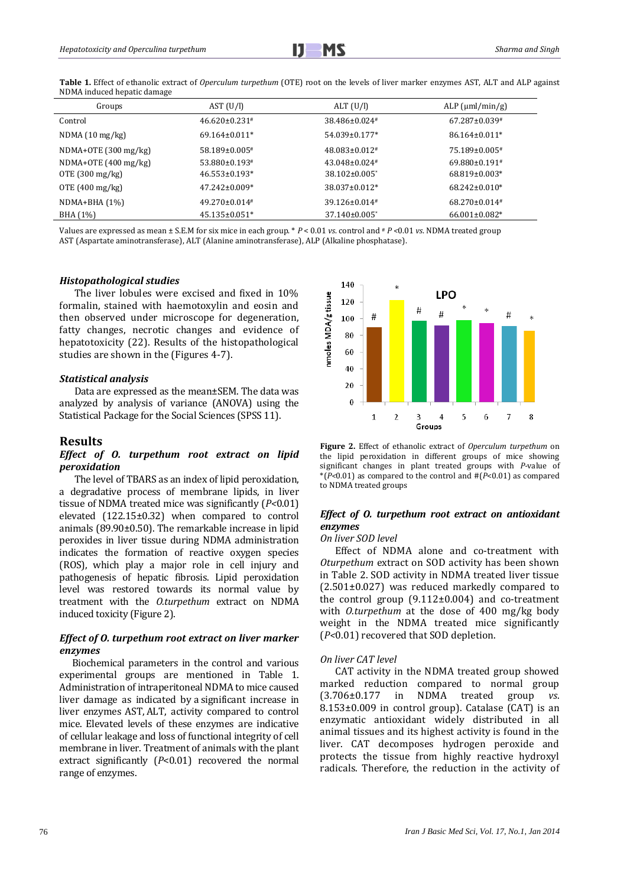**Table 1.** Effect of ethanolic extract of *Operculum turpethum* (OTE) root on the levels of liver marker enzymes AST, ALT and ALP against NDMA induced hepatic damage

| Groups | AST (U/l) | ALT (U/l) | ALP (µml/min/g) |
|---|---|---|---|
| Control | 46.620±0.231# | 38.486±0.024# | 67.287±0.039# |
| NDMA (10 mg/kg) | 69.164±0.011* | 54.039±0.177* | 86.164±0.011* |
| NDMA+OTE (300 mg/kg) | 58.189±0.005# | 48.083±0.012# | 75.189±0.005# |
| NDMA+OTE (400 mg/kg) | 53.880±0.193# | 43.048±0.024# | 69.880±0.191# |
| OTE (300 mg/kg) | 46.553±0.193* | 38.102±0.005* | 68.819±0.003* |
| OTE (400 mg/kg) | 47.242±0.009* | 38.037±0.012* | 68.242±0.010* |
| NDMA+BHA (1%) | 49.270±0.014# | 39.126±0.014# | 68.270±0.014# |
| BHA (1%) | 45.135±0.051* | 37.140±0.005* | 66.001±0.082* |

Values are expressed as mean ± S.E.M for six mice in each group. * $P < 0.01$ *vs.* control and # $P < 0.01$ *vs.* NDMA treated group
AST (Aspartate aminotransferase), ALT (Alanine aminotransferase), ALP (Alkaline phosphatase).

### *Histopathological studies*

The liver lobules were excised and fixed in 10% formalin, stained with haemotoxylin and eosin and then observed under microscope for degeneration, fatty changes, necrotic changes and evidence of hepatotoxicity (22). Results of the histopathological studies are shown in the (Figures 4-7).

### *Statistical analysis*

Data are expressed as the mean±SEM. The data was analyzed by analysis of variance (ANOVA) using the Statistical Package for the Social Sciences (SPSS 11).

## Results

### *Effect of O. turpethum root extract on lipid peroxidation*

The level of TBARS as an index of lipid peroxidation, a degradative process of membrane lipids, in liver tissue of NDMA treated mice was significantly ($P<0.01$) elevated (122.15±0.32) when compared to control animals (89.90±0.50). The remarkable increase in lipid peroxides in liver tissue during NDMA administration indicates the formation of reactive oxygen species (ROS), which play a major role in cell injury and pathogenesis of hepatic fibrosis. Lipid peroxidation level was restored towards its normal value by treatment with the *O.turpethum* extract on NDMA induced toxicity (Figure 2).

### *Effect of O. turpethum root extract on liver marker enzymes*

Biochemical parameters in the control and various experimental groups are mentioned in Table 1. Administration of intraperitoneal NDMA to mice caused liver damage as indicated by a significant increase in liver enzymes AST, ALT, activity compared to control mice. Elevated levels of these enzymes are indicative of cellular leakage and loss of functional integrity of cell membrane in liver. Treatment of animals with the plant extract significantly ($P<0.01$) recovered the normal range of enzymes.

**Figure 2.** Effect of ethanolic extract of *Operculum turpethum* on the lipid peroxidation in different groups of mice showing significant changes in plant treated groups with *P*-value of *($P<0.01$) as compared to the control and #($P<0.01$) as compared to NDMA treated groups

### *Effect of O. turpethum root extract on antioxidant enzymes*

*On liver SOD level*

Effect of NDMA alone and co-treatment with *Oturpethum* extract on SOD activity has been shown in Table 2. SOD activity in NDMA treated liver tissue (2.501±0.027) was reduced markedly compared to the control group (9.112±0.004) and co-treatment with *O.turpethum* at the dose of 400 mg/kg body weight in the NDMA treated mice significantly ($P<0.01$) recovered that SOD depletion.

*On liver CAT level*

CAT activity in the NDMA treated group showed marked reduction compared to normal group (3.706±0.177 in NDMA treated group *vs.* 8.153±0.009 in control group). Catalase (CAT) is an enzymatic antioxidant widely distributed in all animal tissues and its highest activity is found in the liver. CAT decomposes hydrogen peroxide and protects the tissue from highly reactive hydroxyl radicals. Therefore, the reduction in the activity of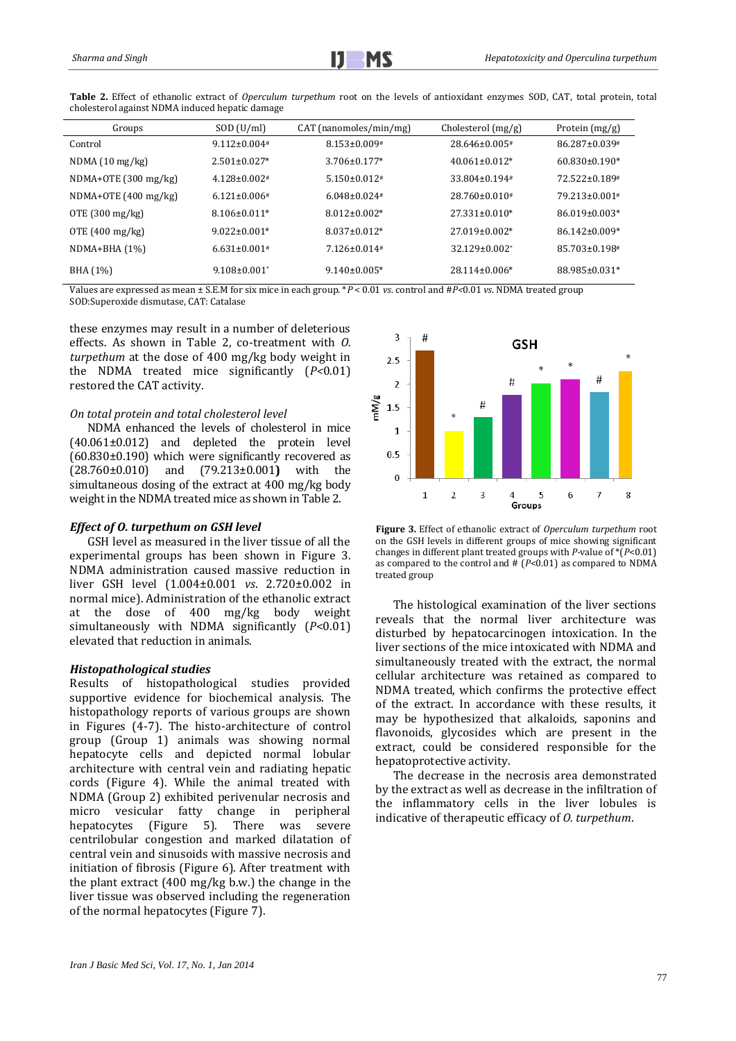**Table 2.** Effect of ethanolic extract of *Operculum turpethum* root on the levels of antioxidant enzymes SOD, CAT, total protein, total cholesterol against NDMA induced hepatic damage

| Groups | SOD (U/ml) | CAT (nanomoles/min/mg) | Cholesterol (mg/g) | Protein (mg/g) |
|---|---|---|---|---|
| Control | 9.112±0.004# | 8.153±0.009# | 28.646±0.005# | 86.287±0.039# |
| NDMA (10 mg/kg) | 2.501±0.027* | 3.706±0.177* | 40.061±0.012* | 60.830±0.190* |
| NDMA+OTE (300 mg/kg) | 4.128±0.002# | 5.150±0.012# | 33.804±0.194# | 72.522±0.189# |
| NDMA+OTE (400 mg/kg) | 6.121±0.006# | 6.048±0.024# | 28.760±0.010# | 79.213±0.001# |
| OTE (300 mg/kg) | 8.106±0.011* | 8.012±0.002* | 27.331±0.010* | 86.019±0.003* |
| OTE (400 mg/kg) | 9.022±0.001* | 8.037±0.012* | 27.019±0.002* | 86.142±0.009* |
| NDMA+BHA (1%) | 6.631±0.001# | 7.126±0.014# | 32.129±0.002* | 85.703±0.198# |
| BHA (1%) | 9.108±0.001* | 9.140±0.005* | 28.114±0.006* | 88.985±0.031* |

Values are expressed as mean ± S.E.M for six mice in each group. \**P* < 0.01 *vs.* control and #*P*<0.01 *vs.* NDMA treated group
SOD:Superoxide dismutase, CAT: Catalase

these enzymes may result in a number of deleterious effects. As shown in Table 2, co-treatment with *O. turpethum* at the dose of 400 mg/kg body weight in the NDMA treated mice significantly (*P*<0.01) restored the CAT activity.

*On total protein and total cholesterol level*

NDMA enhanced the levels of cholesterol in mice (40.061±0.012) and depleted the protein level (60.830±0.190) which were significantly recovered as (28.760±0.010) and (79.213±0.001) with the simultaneous dosing of the extract at 400 mg/kg body weight in the NDMA treated mice as shown in Table 2.

***Effect of O. turpethum on GSH level***

GSH level as measured in the liver tissue of all the experimental groups has been shown in Figure 3. NDMA administration caused massive reduction in liver GSH level (1.004±0.001 *vs*. 2.720±0.002 in normal mice). Administration of the ethanolic extract at the dose of 400 mg/kg body weight simultaneously with NDMA significantly (*P*<0.01) elevated that reduction in animals.

**Figure 3.** Effect of ethanolic extract of *Operculum turpethum* root on the GSH levels in different groups of mice showing significant changes in different plant treated groups with *P*-value of \*(*P*<0.01) as compared to the control and # (*P*<0.01) as compared to NDMA treated group

***Histopathological studies***

Results of histopathological studies provided supportive evidence for biochemical analysis. The histopathology reports of various groups are shown in Figures (4-7). The histo-architecture of control group (Group 1) animals was showing normal hepatocyte cells and depicted normal lobular architecture with central vein and radiating hepatic cords (Figure 4). While the animal treated with NDMA (Group 2) exhibited perivenular necrosis and micro vesicular fatty change in peripheral hepatocytes (Figure 5). There was severe centrilobular congestion and marked dilatation of central vein and sinusoids with massive necrosis and initiation of fibrosis (Figure 6). After treatment with the plant extract (400 mg/kg b.w.) the change in the liver tissue was observed including the regeneration of the normal hepatocytes (Figure 7).

The histological examination of the liver sections reveals that the normal liver architecture was disturbed by hepatocarcinogen intoxication. In the liver sections of the mice intoxicated with NDMA and simultaneously treated with the extract, the normal cellular architecture was retained as compared to NDMA treated, which confirms the protective effect of the extract. In accordance with these results, it may be hypothesized that alkaloids, saponins and flavonoids, glycosides which are present in the extract, could be considered responsible for the hepatoprotective activity.

The decrease in the necrosis area demonstrated by the extract as well as decrease in the infiltration of the inflammatory cells in the liver lobules is indicative of therapeutic efficacy of *O. turpethum*.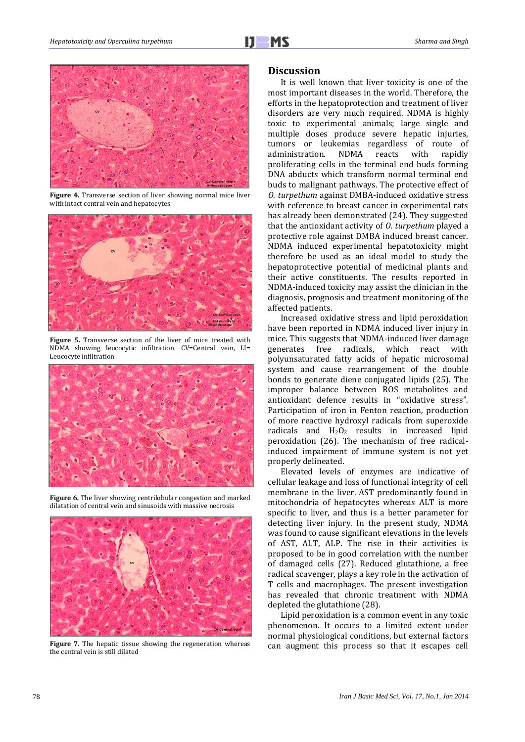Figure 4. Transverse section of liver showing normal mice liver with intact central vein and hepatocytes

Figure 5. Transverse section of the liver of mice treated with NDMA showing leucocytic infiltration. CV=Central vein, LI= Leucocyte infiltration

Figure 6. The liver showing centrilobular congestion and marked dilatation of central vein and sinusoids with massive necrosis

Figure 7. The hepatic tissue showing the regeneration whereas the central vein is still dilated

## Discussion

It is well known that liver toxicity is one of the most important diseases in the world. Therefore, the efforts in the hepatoprotection and treatment of liver disorders are very much required. NDMA is highly toxic to experimental animals; large single and multiple doses produce severe hepatic injuries, tumors or leukemias regardless of route of administration. NDMA reacts with rapidly proliferating cells in the terminal end buds forming DNA abducts which transform normal terminal end buds to malignant pathways. The protective effect of *O. turpethum* against DMBA-induced oxidative stress with reference to breast cancer in experimental rats has already been demonstrated (24). They suggested that the antioxidant activity of *O. turpethum* played a protective role against DMBA induced breast cancer. NDMA induced experimental hepatotoxicity might therefore be used as an ideal model to study the hepatoprotective potential of medicinal plants and their active constituents. The results reported in NDMA-induced toxicity may assist the clinician in the diagnosis, prognosis and treatment monitoring of the affected patients.

Increased oxidative stress and lipid peroxidation have been reported in NDMA induced liver injury in mice. This suggests that NDMA-induced liver damage generates free radicals, which react with polyunsaturated fatty acids of hepatic microsomal system and cause rearrangement of the double bonds to generate diene conjugated lipids (25). The improper balance between ROS metabolites and antioxidant defence results in "oxidative stress". Participation of iron in Fenton reaction, production of more reactive hydroxyl radicals from superoxide radicals and $H_2O_2$ results in increased lipid peroxidation (26). The mechanism of free radical-induced impairment of immune system is not yet properly delineated.

Elevated levels of enzymes are indicative of cellular leakage and loss of functional integrity of cell membrane in the liver. AST predominantly found in mitochondria of hepatocytes whereas ALT is more specific to liver, and thus is a better parameter for detecting liver injury. In the present study, NDMA was found to cause significant elevations in the levels of AST, ALT, ALP. The rise in their activities is proposed to be in good correlation with the number of damaged cells (27). Reduced glutathione, a free radical scavenger, plays a key role in the activation of T cells and macrophages. The present investigation has revealed that chronic treatment with NDMA depleted the glutathione (28).

Lipid peroxidation is a common event in any toxic phenomenon. It occurs to a limited extent under normal physiological conditions, but external factors can augment this process so that it escapes cell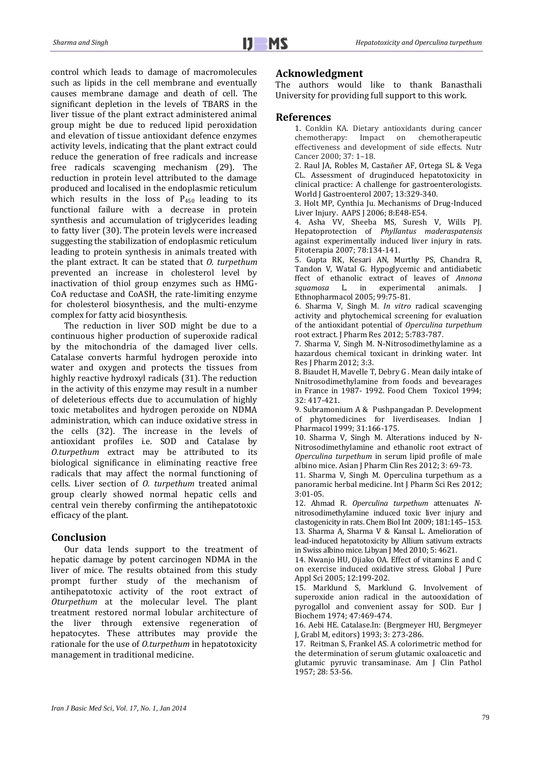control which leads to damage of macromolecules such as lipids in the cell membrane and eventually causes membrane damage and death of cell. The significant depletion in the levels of TBARS in the liver tissue of the plant extract administered animal group might be due to reduced lipid peroxidation and elevation of tissue antioxidant defence enzymes activity levels, indicating that the plant extract could reduce the generation of free radicals and increase free radicals scavenging mechanism (29). The reduction in protein level attributed to the damage produced and localised in the endoplasmic reticulum which results in the loss of $P_{450}$ leading to its functional failure with a decrease in protein synthesis and accumulation of triglycerides leading to fatty liver (30). The protein levels were increased suggesting the stabilization of endoplasmic reticulum leading to protein synthesis in animals treated with the plant extract. It can be stated that *O. turpethum* prevented an increase in cholesterol level by inactivation of thiol group enzymes such as HMG-CoA reductase and CoASH, the rate-limiting enzyme for cholesterol biosynthesis, and the multi-enzyme complex for fatty acid biosynthesis.

The reduction in liver SOD might be due to a continuous higher production of superoxide radical by the mitochondria of the damaged liver cells. Catalase converts harmful hydrogen peroxide into water and oxygen and protects the tissues from highly reactive hydroxyl radicals (31). The reduction in the activity of this enzyme may result in a number of deleterious effects due to accumulation of highly toxic metabolites and hydrogen peroxide on NDMA administration, which can induce oxidative stress in the cells (32). The increase in the levels of antioxidant profiles i.e. SOD and Catalase by *O.turpethum* extract may be attributed to its biological significance in eliminating reactive free radicals that may affect the normal functioning of cells. Liver section of *O. turpethum* treated animal group clearly showed normal hepatic cells and central vein thereby confirming the antihepatotoxic efficacy of the plant.

## Conclusion

Our data lends support to the treatment of hepatic damage by potent carcinogen NDMA in the liver of mice. The results obtained from this study prompt further study of the mechanism of antihepatotoxic activity of the root extract of *Oturpethum* at the molecular level. The plant treatment restored normal lobular architecture of the liver through extensive regeneration of hepatocytes. These attributes may provide the rationale for the use of *O.turpethum* in hepatotoxicity management in traditional medicine.

## Acknowledgment

The authors would like to thank Banasthali University for providing full support to this work.

## References

1. Conklin KA. Dietary antioxidants during cancer chemotherapy: Impact on chemotherapeutic effectiveness and development of side effects. Nutr Cancer 2000; 37: 1–18.
2. Raul JA, Robles M, Castañer AF, Ortega SL & Vega CL. Assessment of druginduced hepatotoxicity in clinical practice: A challenge for gastroenterologists. World J Gastroenterol 2007; 13:329-340.
3. Holt MP, Cynthia Ju. Mechanisms of Drug-Induced Liver Injury. AAPS J 2006; 8:E48-E54.
4. Asha VV, Sheeba MS, Suresh V, Wills PJ. Hepatoprotection of *Phyllantus maderaspatensis* against experimentally induced liver injury in rats. Fitoterapia 2007; 78:134-141.
5. Gupta RK, Kesari AN, Murthy PS, Chandra R, Tandon V, Watal G. Hypoglycemic and antidiabetic ffect of ethanolic extract of leaves of *Annona squamosa* L. in experimental animals. J Ethnopharmacol 2005; 99:75-81.
6. Sharma V, Singh M. *In vitro* radical scavenging activity and phytochemical screening for evaluation of the antioxidant potential of *Operculina turpethum* root extract. J Pharm Res 2012; 5:783-787.
7. Sharma V, Singh M. N-Nitrosodimethylamine as a hazardous chemical toxicant in drinking water. Int Res J Pharm 2012; 3:3.
8. Biaudet H, Mavelle T, Debry G . Mean daily intake of Nnitrosodimethylamine from foods and bevearages in France in 1987- 1992. Food Chem Toxicol 1994; 32: 417-421.
9. Subramonium A & Pushpangadan P. Development of phytomedicines for liverdiseases. Indian J Pharmacol 1999; 31:166-175.
10. Sharma V, Singh M. Alterations induced by N-Nitrosodimethylamine and ethanolic root extract of *Operculina turpethum* in serum lipid profile of male albino mice. Asian J Pharm Clin Res 2012; 3: 69-73.
11. Sharma V, Singh M. Operculina turpethum as a panoramic herbal medicine. Int J Pharm Sci Res 2012; 3:01-05.
12. Ahmad R. *Operculina turpethum* attenuates *N*-nitrosodimethylamine induced toxic liver injury and clastogenicity in rats. Chem Biol Int 2009; 181:145–153.
13. Sharma A, Sharma V & Kansal L. Amelioration of lead-induced hepatotoxicity by Allium sativum extracts in Swiss albino mice. Libyan J Med 2010; 5: 4621.
14. Nwanjo HU, Ojiako OA. Effect of vitamins E and C on exercise induced oxidative stress. Global J Pure Appl Sci 2005; 12:199-202.
15. Marklund S, Marklund G. Involvement of superoxide anion radical in the autooxidation of pyrogallol and convenient assay for SOD. Eur J Biochem 1974; 47:469-474.
16. Aebi HE. Catalase.In: (Bergmeyer HU, Bergmeyer J, Grabl M, editors) 1993; 3: 273-286.
17. Reitman S, Frankel AS. A colorimetric method for the determination of serum glutamic oxaloacetic and glutamic pyruvic transaminase. Am J Clin Pathol 1957; 28: 53-56.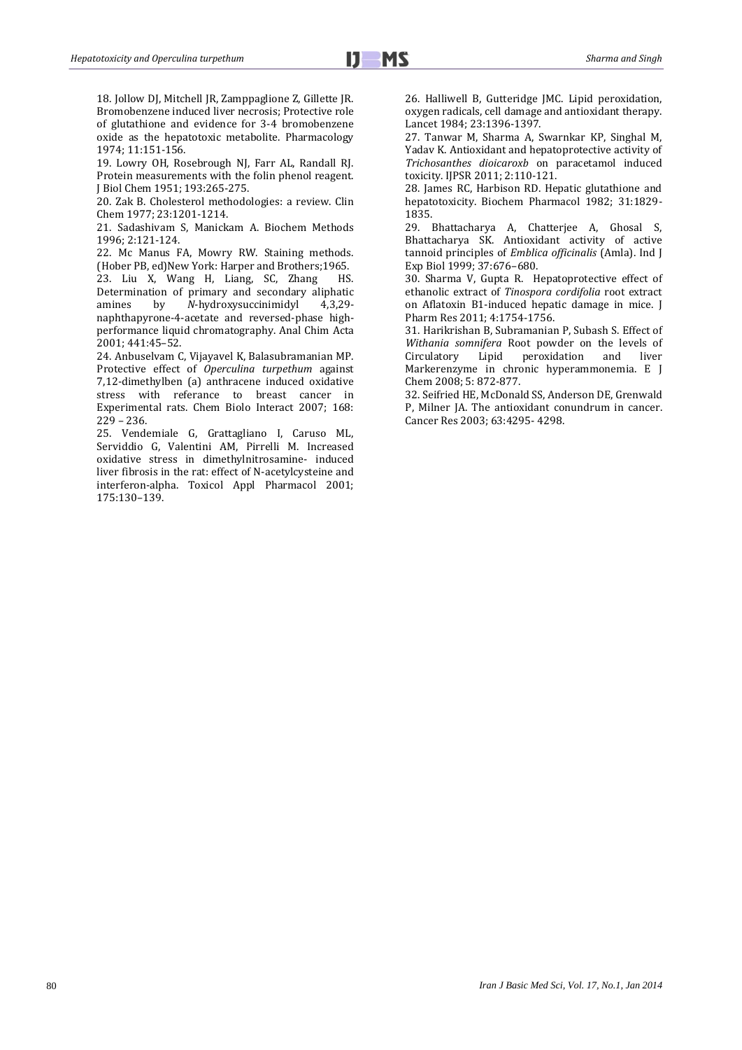18. Jollow DJ, Mitchell JR, Zamppaglione Z, Gillette JR. Bromobenzene induced liver necrosis; Protective role of glutathione and evidence for 3-4 bromobenzene oxide as the hepatotoxic metabolite. Pharmacology 1974; 11:151-156.

19. Lowry OH, Rosebrough NJ, Farr AL, Randall RJ. Protein measurements with the folin phenol reagent. J Biol Chem 1951; 193:265-275.

20. Zak B. Cholesterol methodologies: a review. Clin Chem 1977; 23:1201-1214.

21. Sadashivam S, Manickam A. Biochem Methods 1996; 2:121-124.

22. Mc Manus FA, Mowry RW. Staining methods. (Hober PB, ed)New York: Harper and Brothers;1965.

23. Liu X, Wang H, Liang, SC, Zhang HS. Determination of primary and secondary aliphatic amines by *N*-hydroxysuccinimidyl 4,3,29-naphthapyrone-4-acetate and reversed-phase high-performance liquid chromatography. Anal Chim Acta 2001; 441:45–52.

24. Anbuselvam C, Vijayavel K, Balasubramanian MP. Protective effect of *Operculina turpethum* against 7,12-dimethylben (a) anthracene induced oxidative stress with referance to breast cancer in Experimental rats. Chem Biolo Interact 2007; 168: 229 – 236.

25. Vendemiale G, Grattagliano I, Caruso ML, Serviddio G, Valentini AM, Pirrelli M. Increased oxidative stress in dimethylnitrosamine- induced liver fibrosis in the rat: effect of N-acetylcysteine and interferon-alpha. Toxicol Appl Pharmacol 2001; 175:130–139.

26. Halliwell B, Gutteridge JMC. Lipid peroxidation, oxygen radicals, cell damage and antioxidant therapy. Lancet 1984; 23:1396-1397.

27. Tanwar M, Sharma A, Swarnkar KP, Singhal M, Yadav K. Antioxidant and hepatoprotective activity of *Trichosanthes dioicaroxb* on paracetamol induced toxicity. IJPSR 2011; 2:110-121.

28. James RC, Harbison RD. Hepatic glutathione and hepatotoxicity. Biochem Pharmacol 1982; 31:1829-1835.

29. Bhattacharya A, Chatterjee A, Ghosal S, Bhattacharya SK. Antioxidant activity of active tannoid principles of *Emblica officinalis* (Amla). Ind J Exp Biol 1999; 37:676–680.

30. Sharma V, Gupta R. Hepatoprotective effect of ethanolic extract of *Tinospora cordifolia* root extract on Aflatoxin B1-induced hepatic damage in mice. J Pharm Res 2011; 4:1754-1756.

31. Harikrishan B, Subramanian P, Subash S. Effect of *Withania somnifera* Root powder on the levels of Circulatory Lipid peroxidation and liver Markerenzyme in chronic hyperammonemia. E J Chem 2008; 5: 872-877.

32. Seifried HE, McDonald SS, Anderson DE, Grenwald P, Milner JA. The antioxidant conundrum in cancer. Cancer Res 2003; 63:4295- 4298.